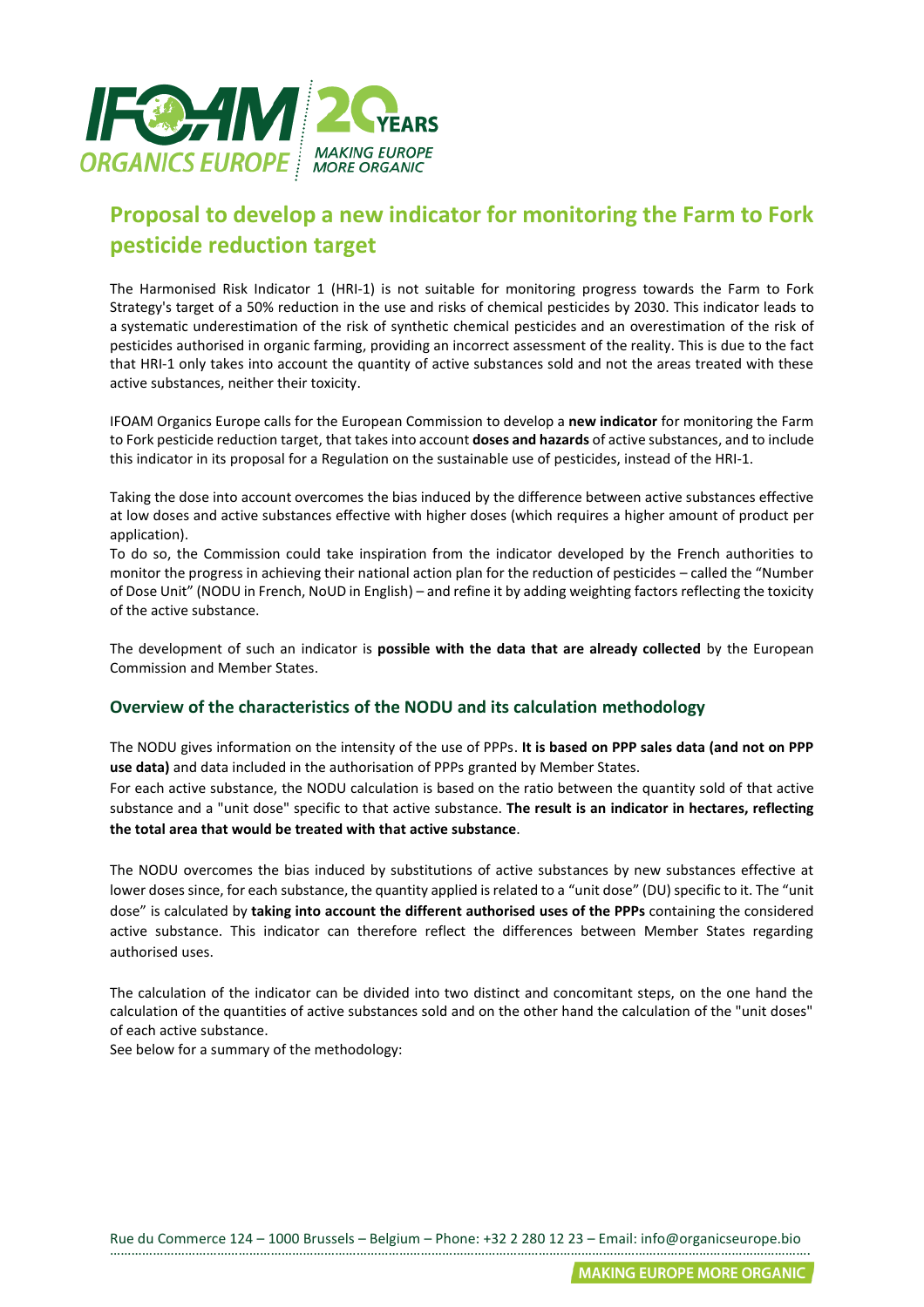# Proposal to develop a new indicator for monitoring the Farm to Fork pesticide reduction target

The Harmonised Risk Indicator 1 (HRI-1) is not suitable for monitoring progress towards the Farm to Fork Strategy's target of a 50% reduction in the use and risks of chemical pesticides by 2030. This indicator leads to a systematic underestimation of the risk of synthetic chemical pesticides and an overestimation of the risk of pesticides authorised in organic farming, providing an incorrect assessment of the reality. This is due to the fact that HRI-1 only takes into account the quantity of active substances sold and not the areas treated with these active substances, neither their toxicity.

IFOAM Organics Europe calls for the European Commission to develop a **new indicator** for monitoring the Farm to Fork pesticide reduction target, that takes into account **doses and hazards** of active substances, and to include this indicator in its proposal for a Regulation on the sustainable use of pesticides, instead of the HRI-1.

Taking the dose into account overcomes the bias induced by the difference between active substances effective at low doses and active substances effective with higher doses (which requires a higher amount of product per application).

To do so, the Commission could take inspiration from the indicator developed by the French authorities to monitor the progress in achieving their national action plan for the reduction of pesticides – called the "Number of Dose Unit" (NODU in French, NoUD in English) – and refine it by adding weighting factors reflecting the toxicity of the active substance.

The development of such an indicator is **possible with the data that are already collected** by the European Commission and Member States.

## Overview of the characteristics of the NODU and its calculation methodology

The NODU gives information on the intensity of the use of PPPs. **It is based on PPP sales data (and not on PPP use data)** and data included in the authorisation of PPPs granted by Member States.

For each active substance, the NODU calculation is based on the ratio between the quantity sold of that active substance and a "unit dose" specific to that active substance. **The result is an indicator in hectares, reflecting the total area that would be treated with that active substance**.

The NODU overcomes the bias induced by substitutions of active substances by new substances effective at lower doses since, for each substance, the quantity applied is related to a "unit dose" (DU) specific to it. The "unit dose" is calculated by **taking into account the different authorised uses of the PPPs** containing the considered active substance. This indicator can therefore reflect the differences between Member States regarding authorised uses.

The calculation of the indicator can be divided into two distinct and concomitant steps, on the one hand the calculation of the quantities of active substances sold and on the other hand the calculation of the "unit doses" of each active substance.

See below for a summary of the methodology: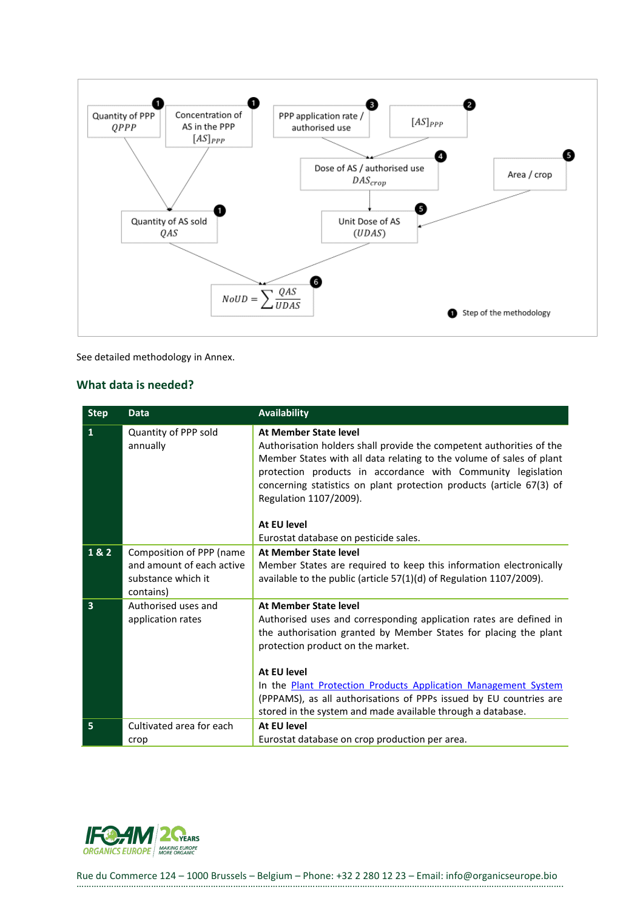Quantity of PPP $QPPP$ [1]

Concentration of AS in the PPP $[AS]_{PPP}$ [1]

PPP application rate / authorised use [3]

$[AS]_{PPP}$ [2]

Dose of AS / authorised use $DAS_{crop}$ [4]

Area / crop [5]

Quantity of AS sold $QAS$ [1]

Unit Dose of AS $(UDAS)$ [5]

$$NoUD = \sum \frac{QAS}{UDAS}$$ [6]

[1] Step of the methodology

See detailed methodology in Annex.

## What data is needed?

| Step | Data | Availability |
|---|---|---|
| **1** | Quantity of PPP sold annually | **At Member State level**<br>Authorisation holders shall provide the competent authorities of the Member States with all data relating to the volume of sales of plant protection products in accordance with Community legislation concerning statistics on plant protection products (article 67(3) of Regulation 1107/2009).<br><br>**At EU level**<br>Eurostat database on pesticide sales. |
| **1 & 2** | Composition of PPP (name and amount of each active substance which it contains) | **At Member State level**<br>Member States are required to keep this information electronically available to the public (article 57(1)(d) of Regulation 1107/2009). |
| **3** | Authorised uses and application rates | **At Member State level**<br>Authorised uses and corresponding application rates are defined in the authorisation granted by Member States for placing the plant protection product on the market.<br><br>**At EU level**<br>In the Plant Protection Products Application Management System (PPPAMS), as all authorisations of PPPs issued by EU countries are stored in the system and made available through a database. |
| **5** | Cultivated area for each crop | **At EU level**<br>Eurostat database on crop production per area. |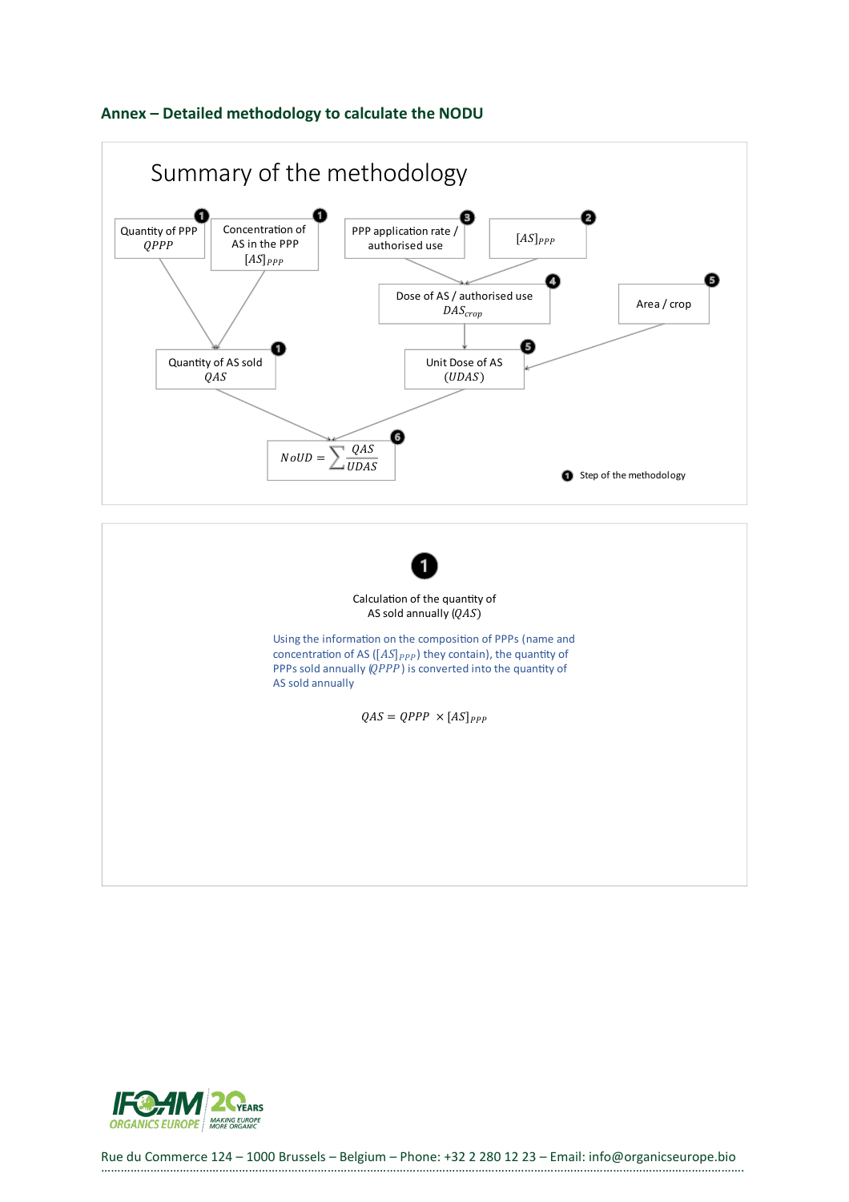## Annex – Detailed methodology to calculate the NODU

### Summary of the methodology

Quantity of PPP $QPPP$ (1)

Concentration of AS in the PPP $[AS]_{PPP}$ (1)

PPP application rate / authorised use (3)

$[AS]_{PPP}$ (2)

Dose of AS / authorised use $DAS_{crop}$ (4)

Area / crop (5)

Quantity of AS sold $QAS$ (1)

Unit Dose of AS $(UDAS)$ (5)

$$NoUD = \sum \frac{QAS}{UDAS}$$ (6)

(1) Step of the methodology

---

**1**

Calculation of the quantity of AS sold annually ($QAS$)

Using the information on the composition of PPPs (name and concentration of AS ($[AS]_{PPP}$) they contain), the quantity of PPPs sold annually ($QPPP$) is converted into the quantity of AS sold annually

$$QAS = QPPP \times [AS]_{PPP}$$

Rue du Commerce 124 – 1000 Brussels – Belgium – Phone: +32 2 280 12 23 – Email: info@organicseurope.bio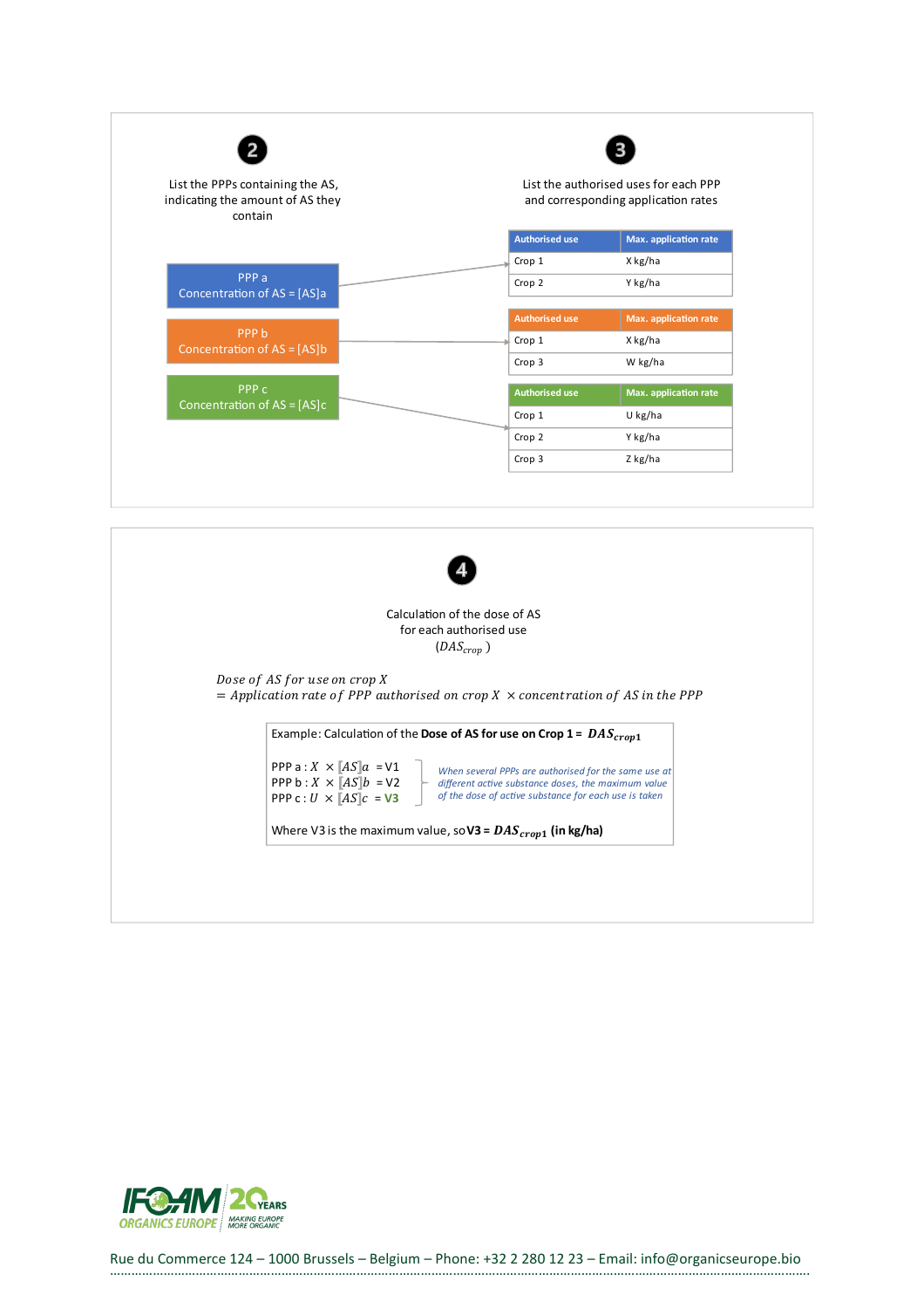**2**

List the PPPs containing the AS, indicating the amount of AS they contain

- PPP a — Concentration of AS = [AS]a
- PPP b — Concentration of AS = [AS]b
- PPP c — Concentration of AS = [AS]c

**3**

List the authorised uses for each PPP and corresponding application rates

PPP a:

| Authorised use | Max. application rate |
|---|---|
| Crop 1 | X kg/ha |
| Crop 2 | Y kg/ha |

PPP b:

| Authorised use | Max. application rate |
|---|---|
| Crop 1 | X kg/ha |
| Crop 3 | W kg/ha |

PPP c:

| Authorised use | Max. application rate |
|---|---|
| Crop 1 | U kg/ha |
| Crop 2 | Y kg/ha |
| Crop 3 | Z kg/ha |

**4**

Calculation of the dose of AS for each authorised use

($DAS_{crop}$)

$$\text{Dose of AS for use on crop } X = \text{Application rate of PPP authorised on crop } X \times \text{concentration of AS in the PPP}$$

Example: Calculation of the **Dose of AS for use on Crop 1 =** $DAS_{crop1}$

PPP a : $X \times [AS]a$ = V1
PPP b : $X \times [AS]b$ = V2
PPP c : $U \times [AS]c$ = V3

*When several PPPs are authorised for the same use at different active substance doses, the maximum value of the dose of active substance for each use is taken*

Where V3 is the maximum value, so **V3 =** $DAS_{crop1}$ **(in kg/ha)**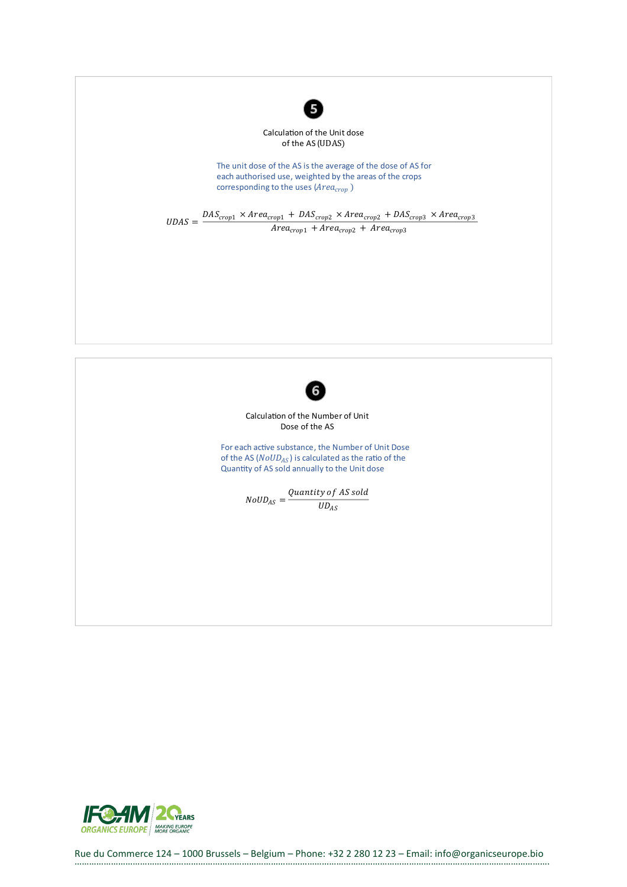**5**

Calculation of the Unit dose of the AS (UDAS)

The unit dose of the AS is the average of the dose of AS for each authorised use, weighted by the areas of the crops corresponding to the uses ($Area_{crop}$)

$$UDAS = \frac{DAS_{crop1} \times Area_{crop1} + DAS_{crop2} \times Area_{crop2} + DAS_{crop3} \times Area_{crop3}}{Area_{crop1} + Area_{crop2} + Area_{crop3}}$$

**6**

Calculation of the Number of Unit Dose of the AS

For each active substance, the Number of Unit Dose of the AS ($NoUD_{AS}$) is calculated as the ratio of the Quantity of AS sold annually to the Unit dose

$$NoUD_{AS} = \frac{Quantity\ of\ AS\ sold}{UD_{AS}}$$